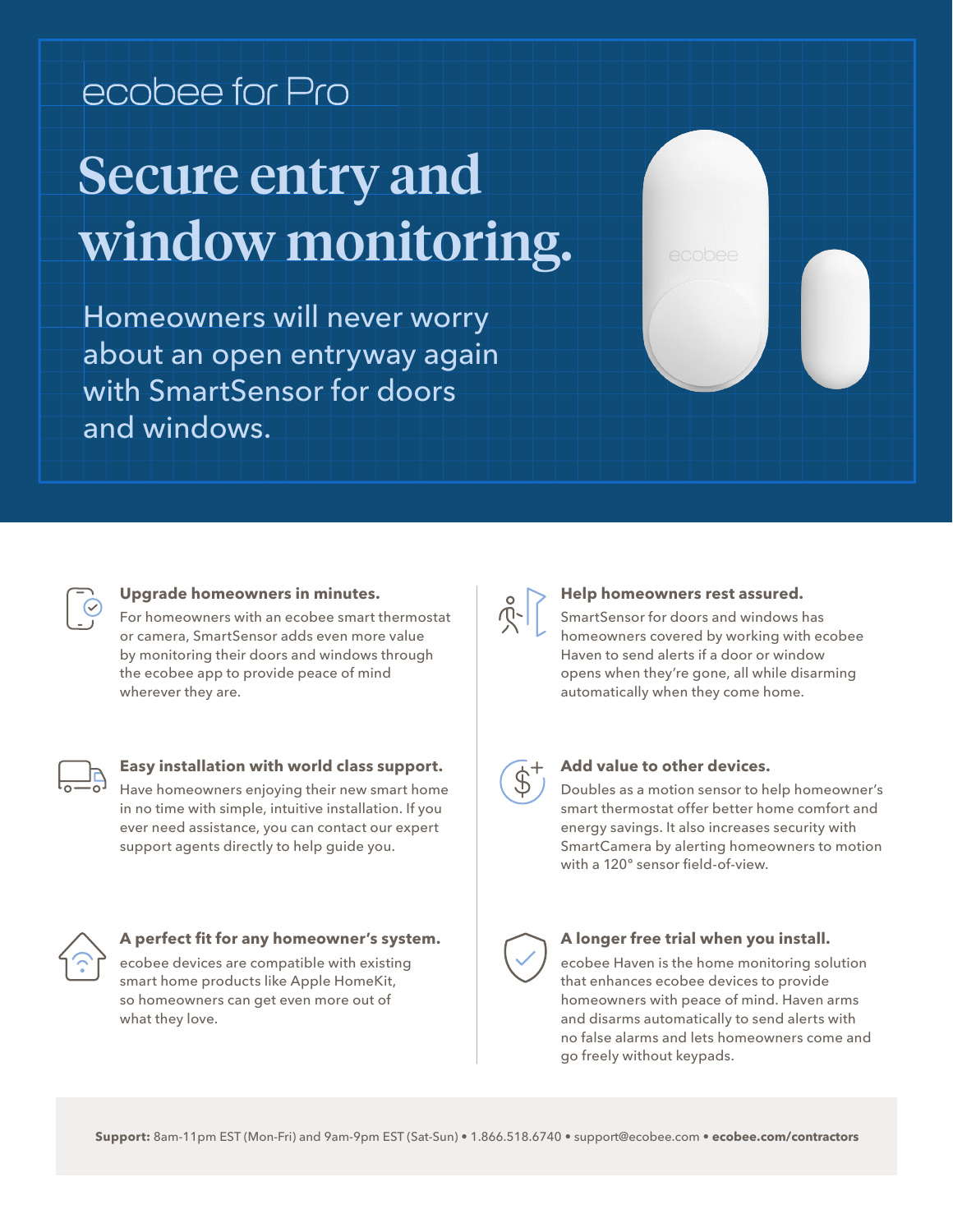ecobee for Pro

# Secure entry and window monitoring.

Homeowners will never worry about an open entryway again with SmartSensor for doors and windows.

### Upgrade homeowners in minutes.

For homeowners with an ecobee smart thermostat or camera, SmartSensor adds even more value by monitoring their doors and windows through the ecobee app to provide peace of mind wherever they are.

### Easy installation with world class support.

Have homeowners enjoying their new smart home in no time with simple, intuitive installation. If you ever need assistance, you can contact our expert support agents directly to help guide you.

### A perfect fit for any homeowner's system.

ecobee devices are compatible with existing smart home products like Apple HomeKit, so homeowners can get even more out of what they love.

### Help homeowners rest assured.

SmartSensor for doors and windows has homeowners covered by working with ecobee Haven to send alerts if a door or window opens when they're gone, all while disarming automatically when they come home.

### Add value to other devices.

Doubles as a motion sensor to help homeowner's smart thermostat offer better home comfort and energy savings. It also increases security with SmartCamera by alerting homeowners to motion with a 120° sensor field-of-view.

### A longer free trial when you install.

ecobee Haven is the home monitoring solution that enhances ecobee devices to provide homeowners with peace of mind. Haven arms and disarms automatically to send alerts with no false alarms and lets homeowners come and go freely without keypads.

**Support:** 8am-11pm EST (Mon-Fri) and 9am-9pm EST (Sat-Sun) • 1.866.518.6740 • support@ecobee.com • **ecobee.com/contractors**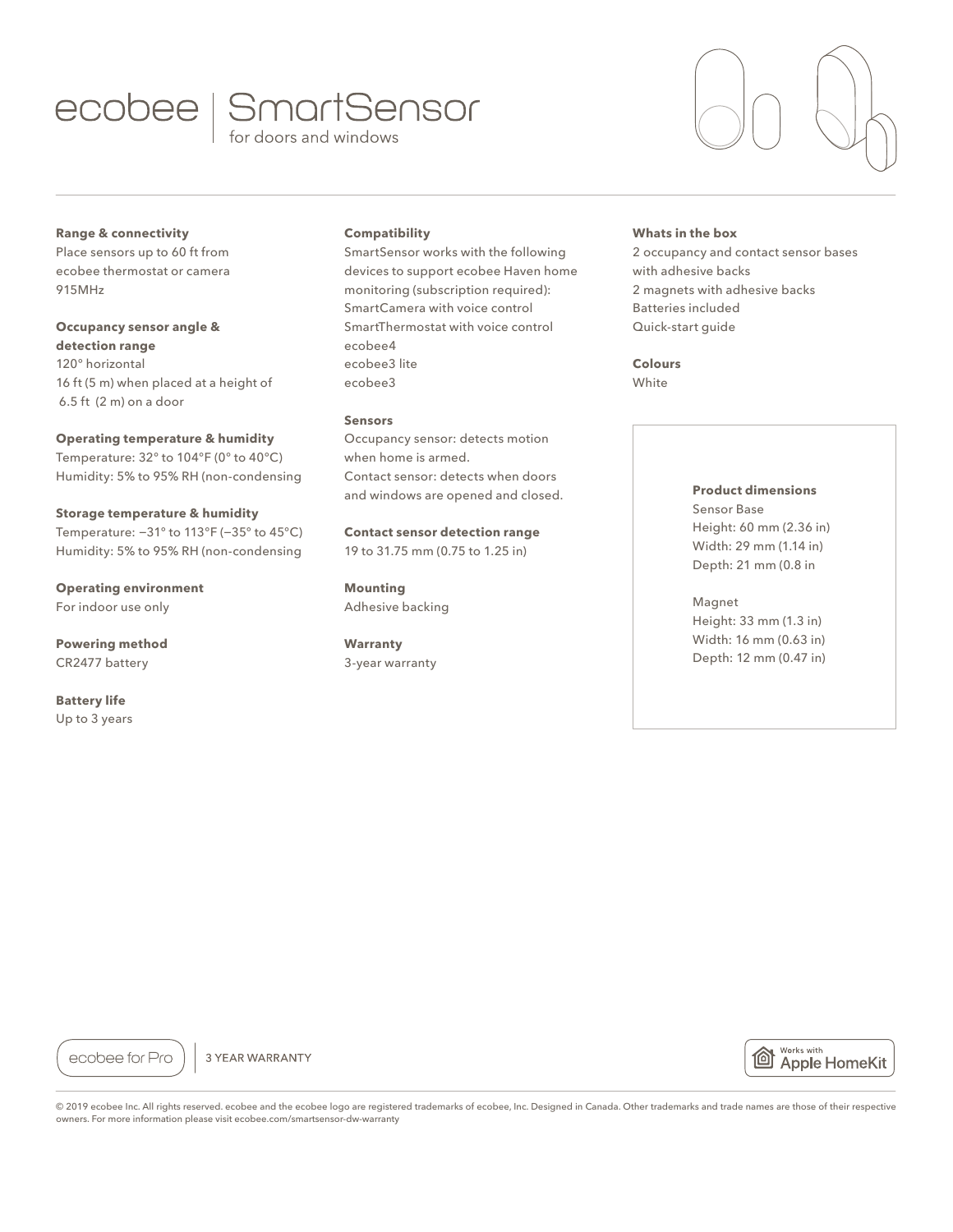# ecobee | SmartSensor

for doors and windows

**Range & connectivity**
Place sensors up to 60 ft from ecobee thermostat or camera
915MHz

**Occupancy sensor angle & detection range**
120° horizontal
16 ft (5 m) when placed at a height of 6.5 ft (2 m) on a door

**Operating temperature & humidity**
Temperature: 32° to 104°F (0° to 40°C)
Humidity: 5% to 95% RH (non-condensing

**Storage temperature & humidity**
Temperature: −31° to 113°F (−35° to 45°C)
Humidity: 5% to 95% RH (non-condensing

**Operating environment**
For indoor use only

**Powering method**
CR2477 battery

**Battery life**
Up to 3 years

**Compatibility**
SmartSensor works with the following devices to support ecobee Haven home monitoring (subscription required):
SmartCamera with voice control
SmartThermostat with voice control
ecobee4
ecobee3 lite
ecobee3

**Sensors**
Occupancy sensor: detects motion when home is armed.
Contact sensor: detects when doors and windows are opened and closed.

**Contact sensor detection range**
19 to 31.75 mm (0.75 to 1.25 in)

**Mounting**
Adhesive backing

**Warranty**
3-year warranty

**Whats in the box**
2 occupancy and contact sensor bases with adhesive backs
2 magnets with adhesive backs
Batteries included
Quick-start guide

**Colours**
White

**Product dimensions**
Sensor Base
Height: 60 mm (2.36 in)
Width: 29 mm (1.14 in)
Depth: 21 mm (0.8 in

Magnet
Height: 33 mm (1.3 in)
Width: 16 mm (0.63 in)
Depth: 12 mm (0.47 in)

ecobee for Pro | 3 YEAR WARRANTY

Works with Apple HomeKit

© 2019 ecobee Inc. All rights reserved. ecobee and the ecobee logo are registered trademarks of ecobee, Inc. Designed in Canada. Other trademarks and trade names are those of their respective owners. For more information please visit ecobee.com/smartsensor-dw-warranty